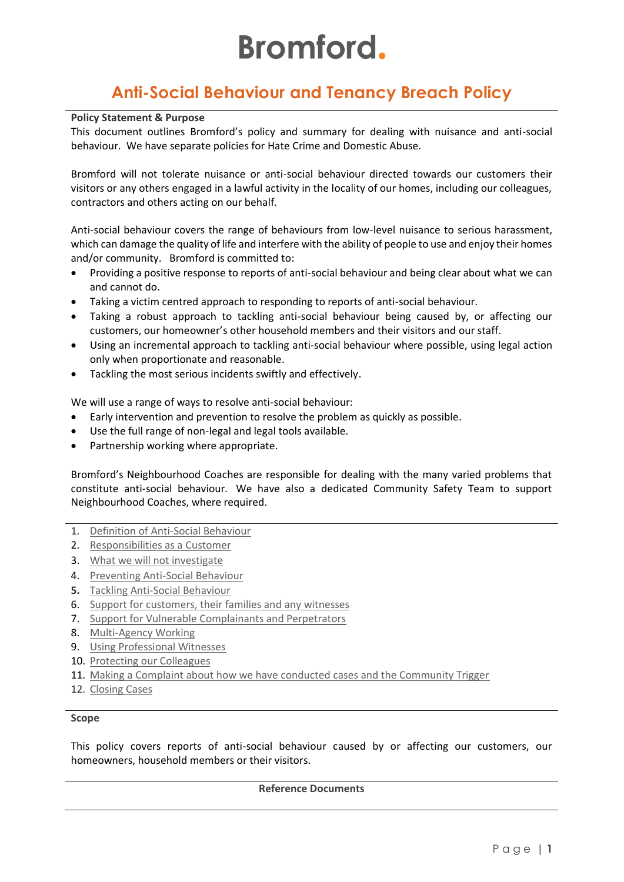# Bromford.

## Anti-Social Behaviour and Tenancy Breach Policy

**Policy Statement & Purpose**

This document outlines Bromford's policy and summary for dealing with nuisance and anti-social behaviour. We have separate policies for Hate Crime and Domestic Abuse.

Bromford will not tolerate nuisance or anti-social behaviour directed towards our customers their visitors or any others engaged in a lawful activity in the locality of our homes, including our colleagues, contractors and others acting on our behalf.

Anti-social behaviour covers the range of behaviours from low-level nuisance to serious harassment, which can damage the quality of life and interfere with the ability of people to use and enjoy their homes and/or community. Bromford is committed to:

- Providing a positive response to reports of anti-social behaviour and being clear about what we can and cannot do.
- Taking a victim centred approach to responding to reports of anti-social behaviour.
- Taking a robust approach to tackling anti-social behaviour being caused by, or affecting our customers, our homeowner's other household members and their visitors and our staff.
- Using an incremental approach to tackling anti-social behaviour where possible, using legal action only when proportionate and reasonable.
- Tackling the most serious incidents swiftly and effectively.

We will use a range of ways to resolve anti-social behaviour:

- Early intervention and prevention to resolve the problem as quickly as possible.
- Use the full range of non-legal and legal tools available.
- Partnership working where appropriate.

Bromford's Neighbourhood Coaches are responsible for dealing with the many varied problems that constitute anti-social behaviour. We have also a dedicated Community Safety Team to support Neighbourhood Coaches, where required.

1. Definition of Anti-Social Behaviour
2. Responsibilities as a Customer
3. What we will not investigate
4. Preventing Anti-Social Behaviour
5. Tackling Anti-Social Behaviour
6. Support for customers, their families and any witnesses
7. Support for Vulnerable Complainants and Perpetrators
8. Multi-Agency Working
9. Using Professional Witnesses
10. Protecting our Colleagues
11. Making a Complaint about how we have conducted cases and the Community Trigger
12. Closing Cases

**Scope**

This policy covers reports of anti-social behaviour caused by or affecting our customers, our homeowners, household members or their visitors.

**Reference Documents**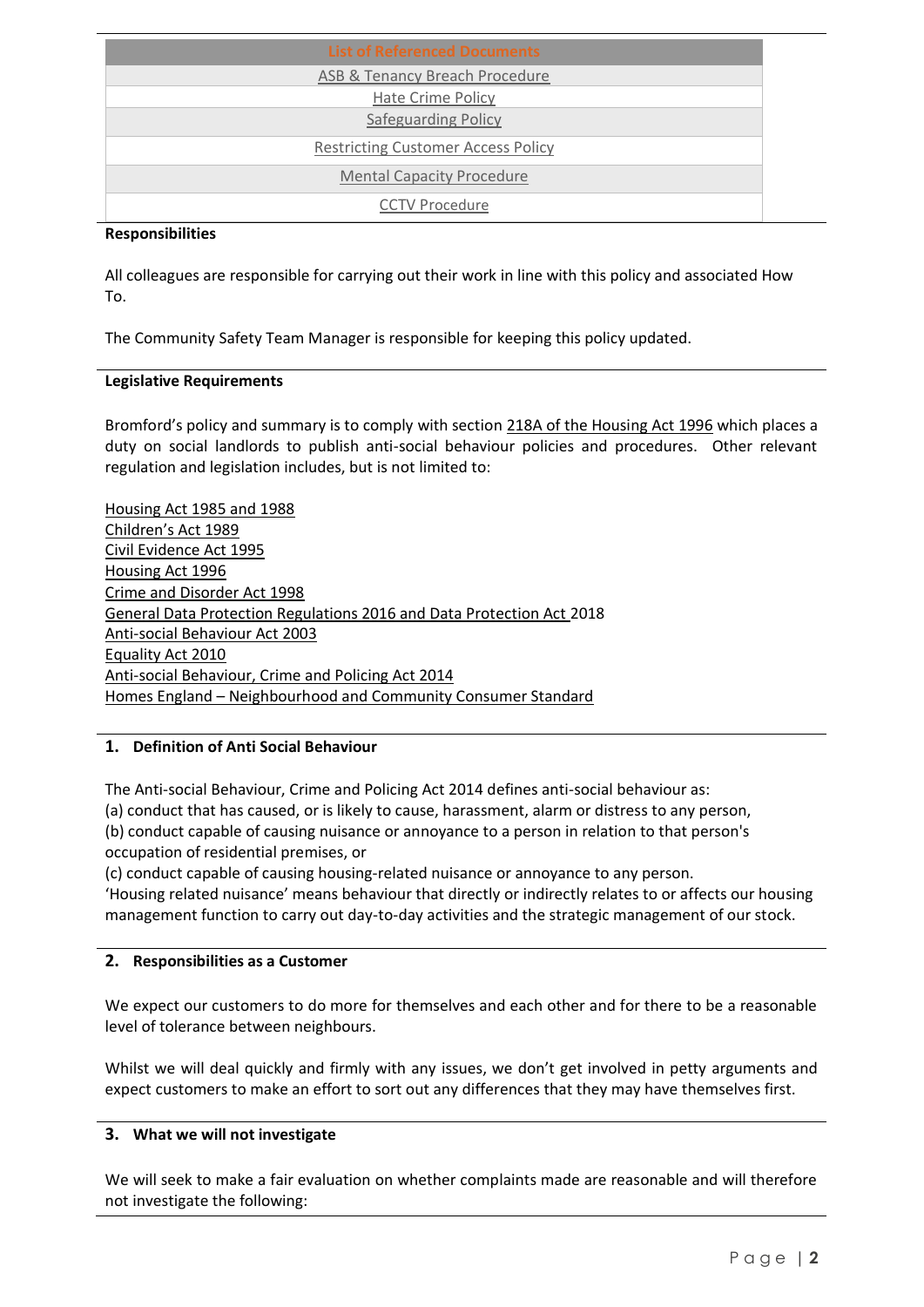| List of Referenced Documents |
| --- |
| ASB & Tenancy Breach Procedure |
| Hate Crime Policy |
| Safeguarding Policy |
| Restricting Customer Access Policy |
| Mental Capacity Procedure |
| CCTV Procedure |

**Responsibilities**

All colleagues are responsible for carrying out their work in line with this policy and associated How To.

The Community Safety Team Manager is responsible for keeping this policy updated.

**Legislative Requirements**

Bromford's policy and summary is to comply with section 218A of the Housing Act 1996 which places a duty on social landlords to publish anti-social behaviour policies and procedures. Other relevant regulation and legislation includes, but is not limited to:

Housing Act 1985 and 1988
Children's Act 1989
Civil Evidence Act 1995
Housing Act 1996
Crime and Disorder Act 1998
General Data Protection Regulations 2016 and Data Protection Act 2018
Anti-social Behaviour Act 2003
Equality Act 2010
Anti-social Behaviour, Crime and Policing Act 2014
Homes England – Neighbourhood and Community Consumer Standard

## 1. Definition of Anti Social Behaviour

The Anti-social Behaviour, Crime and Policing Act 2014 defines anti-social behaviour as:
(a) conduct that has caused, or is likely to cause, harassment, alarm or distress to any person,
(b) conduct capable of causing nuisance or annoyance to a person in relation to that person's occupation of residential premises, or
(c) conduct capable of causing housing-related nuisance or annoyance to any person.
'Housing related nuisance' means behaviour that directly or indirectly relates to or affects our housing management function to carry out day-to-day activities and the strategic management of our stock.

## 2. Responsibilities as a Customer

We expect our customers to do more for themselves and each other and for there to be a reasonable level of tolerance between neighbours.

Whilst we will deal quickly and firmly with any issues, we don't get involved in petty arguments and expect customers to make an effort to sort out any differences that they may have themselves first.

## 3. What we will not investigate

We will seek to make a fair evaluation on whether complaints made are reasonable and will therefore not investigate the following: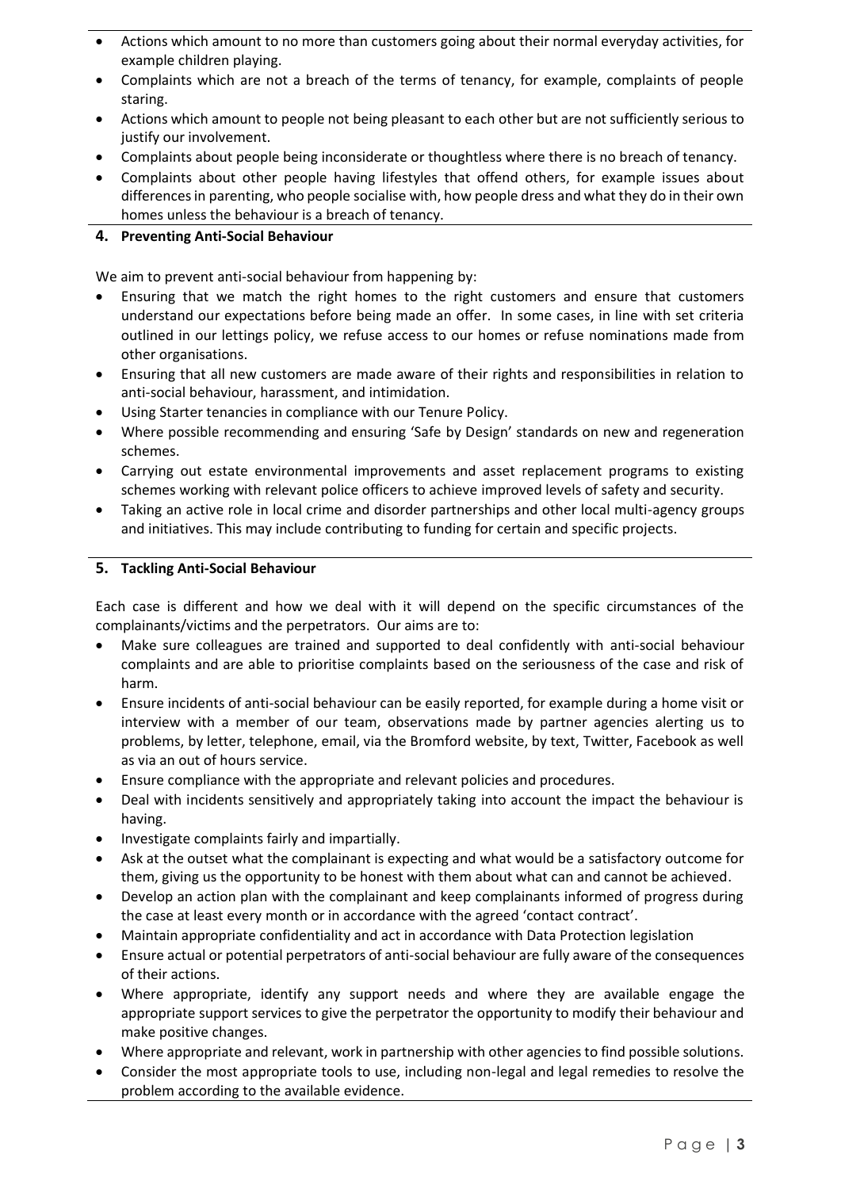- Actions which amount to no more than customers going about their normal everyday activities, for example children playing.
- Complaints which are not a breach of the terms of tenancy, for example, complaints of people staring.
- Actions which amount to people not being pleasant to each other but are not sufficiently serious to justify our involvement.
- Complaints about people being inconsiderate or thoughtless where there is no breach of tenancy.
- Complaints about other people having lifestyles that offend others, for example issues about differences in parenting, who people socialise with, how people dress and what they do in their own homes unless the behaviour is a breach of tenancy.

## 4. Preventing Anti-Social Behaviour

We aim to prevent anti-social behaviour from happening by:

- Ensuring that we match the right homes to the right customers and ensure that customers understand our expectations before being made an offer. In some cases, in line with set criteria outlined in our lettings policy, we refuse access to our homes or refuse nominations made from other organisations.
- Ensuring that all new customers are made aware of their rights and responsibilities in relation to anti-social behaviour, harassment, and intimidation.
- Using Starter tenancies in compliance with our Tenure Policy.
- Where possible recommending and ensuring 'Safe by Design' standards on new and regeneration schemes.
- Carrying out estate environmental improvements and asset replacement programs to existing schemes working with relevant police officers to achieve improved levels of safety and security.
- Taking an active role in local crime and disorder partnerships and other local multi-agency groups and initiatives. This may include contributing to funding for certain and specific projects.

## 5. Tackling Anti-Social Behaviour

Each case is different and how we deal with it will depend on the specific circumstances of the complainants/victims and the perpetrators. Our aims are to:

- Make sure colleagues are trained and supported to deal confidently with anti-social behaviour complaints and are able to prioritise complaints based on the seriousness of the case and risk of harm.
- Ensure incidents of anti-social behaviour can be easily reported, for example during a home visit or interview with a member of our team, observations made by partner agencies alerting us to problems, by letter, telephone, email, via the Bromford website, by text, Twitter, Facebook as well as via an out of hours service.
- Ensure compliance with the appropriate and relevant policies and procedures.
- Deal with incidents sensitively and appropriately taking into account the impact the behaviour is having.
- Investigate complaints fairly and impartially.
- Ask at the outset what the complainant is expecting and what would be a satisfactory outcome for them, giving us the opportunity to be honest with them about what can and cannot be achieved.
- Develop an action plan with the complainant and keep complainants informed of progress during the case at least every month or in accordance with the agreed 'contact contract'.
- Maintain appropriate confidentiality and act in accordance with Data Protection legislation
- Ensure actual or potential perpetrators of anti-social behaviour are fully aware of the consequences of their actions.
- Where appropriate, identify any support needs and where they are available engage the appropriate support services to give the perpetrator the opportunity to modify their behaviour and make positive changes.
- Where appropriate and relevant, work in partnership with other agencies to find possible solutions.
- Consider the most appropriate tools to use, including non-legal and legal remedies to resolve the problem according to the available evidence.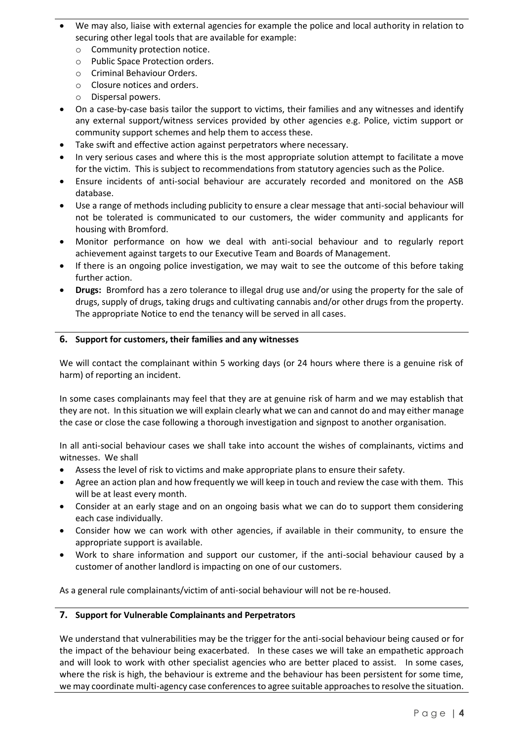- We may also, liaise with external agencies for example the police and local authority in relation to securing other legal tools that are available for example:
  - Community protection notice.
  - Public Space Protection orders.
  - Criminal Behaviour Orders.
  - Closure notices and orders.
  - Dispersal powers.
- On a case-by-case basis tailor the support to victims, their families and any witnesses and identify any external support/witness services provided by other agencies e.g. Police, victim support or community support schemes and help them to access these.
- Take swift and effective action against perpetrators where necessary.
- In very serious cases and where this is the most appropriate solution attempt to facilitate a move for the victim. This is subject to recommendations from statutory agencies such as the Police.
- Ensure incidents of anti-social behaviour are accurately recorded and monitored on the ASB database.
- Use a range of methods including publicity to ensure a clear message that anti-social behaviour will not be tolerated is communicated to our customers, the wider community and applicants for housing with Bromford.
- Monitor performance on how we deal with anti-social behaviour and to regularly report achievement against targets to our Executive Team and Boards of Management.
- If there is an ongoing police investigation, we may wait to see the outcome of this before taking further action.
- **Drugs:** Bromford has a zero tolerance to illegal drug use and/or using the property for the sale of drugs, supply of drugs, taking drugs and cultivating cannabis and/or other drugs from the property. The appropriate Notice to end the tenancy will be served in all cases.

## 6. Support for customers, their families and any witnesses

We will contact the complainant within 5 working days (or 24 hours where there is a genuine risk of harm) of reporting an incident.

In some cases complainants may feel that they are at genuine risk of harm and we may establish that they are not. In this situation we will explain clearly what we can and cannot do and may either manage the case or close the case following a thorough investigation and signpost to another organisation.

In all anti-social behaviour cases we shall take into account the wishes of complainants, victims and witnesses. We shall

- Assess the level of risk to victims and make appropriate plans to ensure their safety.
- Agree an action plan and how frequently we will keep in touch and review the case with them. This will be at least every month.
- Consider at an early stage and on an ongoing basis what we can do to support them considering each case individually.
- Consider how we can work with other agencies, if available in their community, to ensure the appropriate support is available.
- Work to share information and support our customer, if the anti-social behaviour caused by a customer of another landlord is impacting on one of our customers.

As a general rule complainants/victim of anti-social behaviour will not be re-housed.

## 7. Support for Vulnerable Complainants and Perpetrators

We understand that vulnerabilities may be the trigger for the anti-social behaviour being caused or for the impact of the behaviour being exacerbated. In these cases we will take an empathetic approach and will look to work with other specialist agencies who are better placed to assist. In some cases, where the risk is high, the behaviour is extreme and the behaviour has been persistent for some time, we may coordinate multi-agency case conferences to agree suitable approaches to resolve the situation.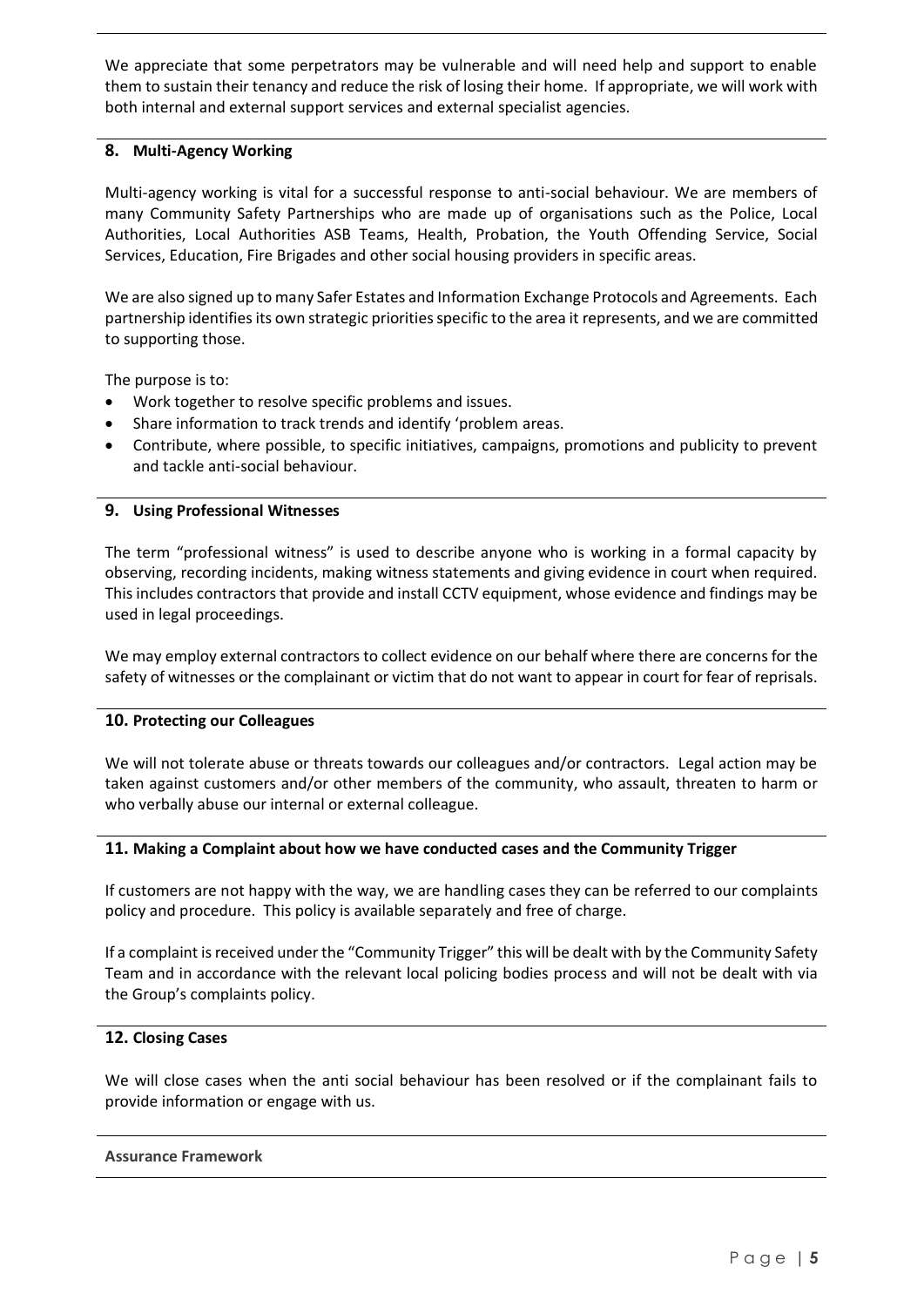We appreciate that some perpetrators may be vulnerable and will need help and support to enable them to sustain their tenancy and reduce the risk of losing their home. If appropriate, we will work with both internal and external support services and external specialist agencies.

## 8. Multi-Agency Working

Multi-agency working is vital for a successful response to anti-social behaviour. We are members of many Community Safety Partnerships who are made up of organisations such as the Police, Local Authorities, Local Authorities ASB Teams, Health, Probation, the Youth Offending Service, Social Services, Education, Fire Brigades and other social housing providers in specific areas.

We are also signed up to many Safer Estates and Information Exchange Protocols and Agreements. Each partnership identifies its own strategic priorities specific to the area it represents, and we are committed to supporting those.

The purpose is to:

- Work together to resolve specific problems and issues.
- Share information to track trends and identify 'problem areas.
- Contribute, where possible, to specific initiatives, campaigns, promotions and publicity to prevent and tackle anti-social behaviour.

## 9. Using Professional Witnesses

The term "professional witness" is used to describe anyone who is working in a formal capacity by observing, recording incidents, making witness statements and giving evidence in court when required. This includes contractors that provide and install CCTV equipment, whose evidence and findings may be used in legal proceedings.

We may employ external contractors to collect evidence on our behalf where there are concerns for the safety of witnesses or the complainant or victim that do not want to appear in court for fear of reprisals.

## 10. Protecting our Colleagues

We will not tolerate abuse or threats towards our colleagues and/or contractors. Legal action may be taken against customers and/or other members of the community, who assault, threaten to harm or who verbally abuse our internal or external colleague.

## 11. Making a Complaint about how we have conducted cases and the Community Trigger

If customers are not happy with the way, we are handling cases they can be referred to our complaints policy and procedure. This policy is available separately and free of charge.

If a complaint is received under the "Community Trigger" this will be dealt with by the Community Safety Team and in accordance with the relevant local policing bodies process and will not be dealt with via the Group's complaints policy.

## 12. Closing Cases

We will close cases when the anti social behaviour has been resolved or if the complainant fails to provide information or engage with us.

## Assurance Framework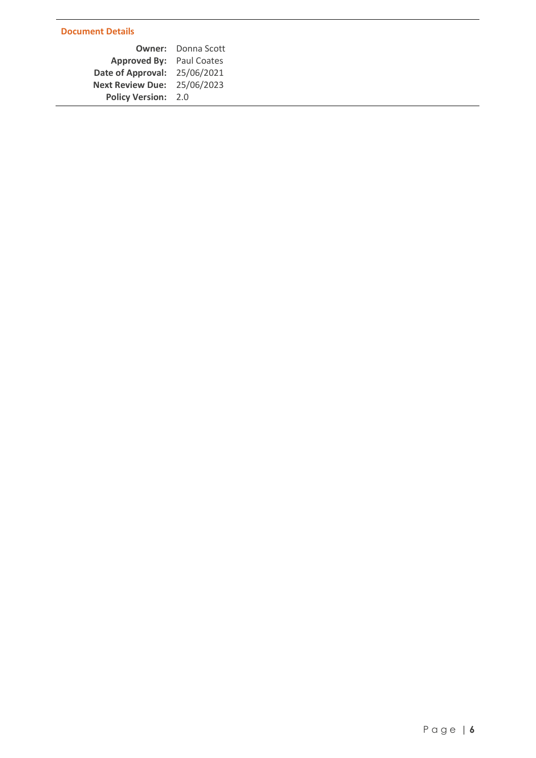**Document Details**

| | |
|---|---|
| **Owner:** | Donna Scott |
| **Approved By:** | Paul Coates |
| **Date of Approval:** | 25/06/2021 |
| **Next Review Due:** | 25/06/2023 |
| **Policy Version:** | 2.0 |